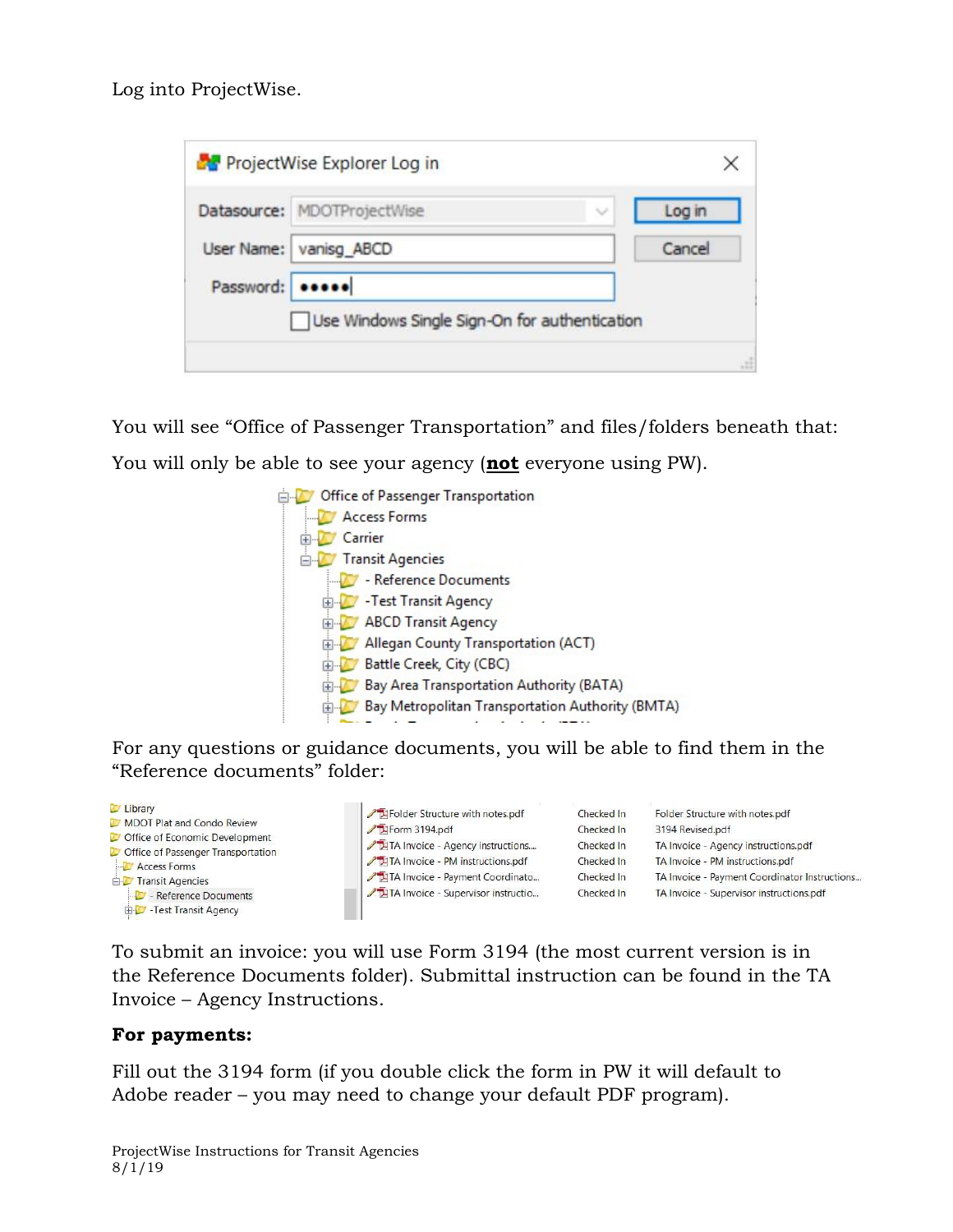Log into ProjectWise.

You will see "Office of Passenger Transportation" and files/folders beneath that:

You will only be able to see your agency (**not** everyone using PW).

For any questions or guidance documents, you will be able to find them in the "Reference documents" folder:

To submit an invoice: you will use Form 3194 (the most current version is in the Reference Documents folder). Submittal instruction can be found in the TA Invoice – Agency Instructions.

**For payments:**

Fill out the 3194 form (if you double click the form in PW it will default to Adobe reader – you may need to change your default PDF program).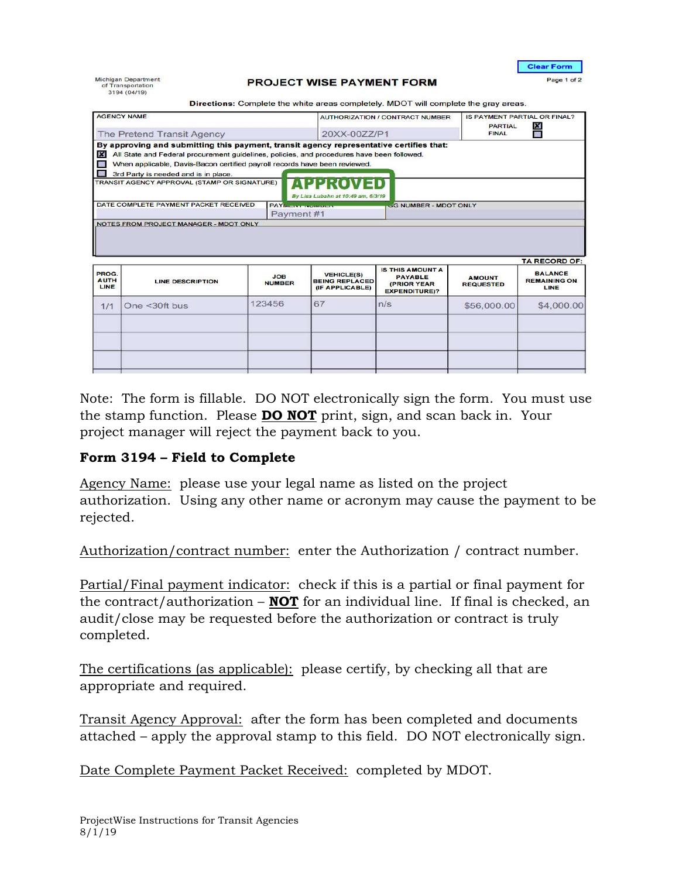Clear Form

Michigan Department of Transportation
3194 (04/19)

## PROJECT WISE PAYMENT FORM

Page 1 of 2

**Directions:** Complete the white areas completely. MDOT will complete the gray areas.

| AGENCY NAME | AUTHORIZATION / CONTRACT NUMBER | IS PAYMENT PARTIAL OR FINAL? |
|---|---|---|
| The Pretend Transit Agency | 20XX-00ZZ/P1 | PARTIAL [X] FINAL [ ] |

**By approving and submitting this payment, transit agency representative certifies that:**

- [X] All State and Federal procurement guidelines, policies, and procedures have been followed.
- [ ] When applicable, Davis-Bacon certified payroll records have been reviewed.
- [ ] 3rd Party is needed and is in place.

TRANSIT AGENCY APPROVAL (STAMP OR SIGNATURE): **APPROVED** By Lisa Lubahn at 10:49 am, 6/3/19

| DATE COMPLETE PAYMENT PACKET RECEIVED | PAYMENT NUMBER | GG NUMBER - MDOT ONLY |
|---|---|---|
| | Payment #1 | |

NOTES FROM PROJECT MANAGER - MDOT ONLY

| PROG. AUTH LINE | LINE DESCRIPTION | JOB NUMBER | VEHICLE(S) BEING REPLACED (IF APPLICABLE) | IS THIS AMOUNT A PAYABLE (PRIOR YEAR EXPENDITURE)? | AMOUNT REQUESTED | TA RECORD OF: BALANCE REMAINING ON LINE |
|---|---|---|---|---|---|---|
| 1/1 | One <30ft bus | 123456 | 67 | n/s | $56,000.00 | $4,000.00 |
| | | | | | | |
| | | | | | | |
| | | | | | | |

Note: The form is fillable. DO NOT electronically sign the form. You must use the stamp function. Please **DO NOT** print, sign, and scan back in. Your project manager will reject the payment back to you.

### Form 3194 – Field to Complete

Agency Name: please use your legal name as listed on the project authorization. Using any other name or acronym may cause the payment to be rejected.

Authorization/contract number: enter the Authorization / contract number.

Partial/Final payment indicator: check if this is a partial or final payment for the contract/authorization – **NOT** for an individual line. If final is checked, an audit/close may be requested before the authorization or contract is truly completed.

The certifications (as applicable): please certify, by checking all that are appropriate and required.

Transit Agency Approval: after the form has been completed and documents attached – apply the approval stamp to this field. DO NOT electronically sign.

Date Complete Payment Packet Received: completed by MDOT.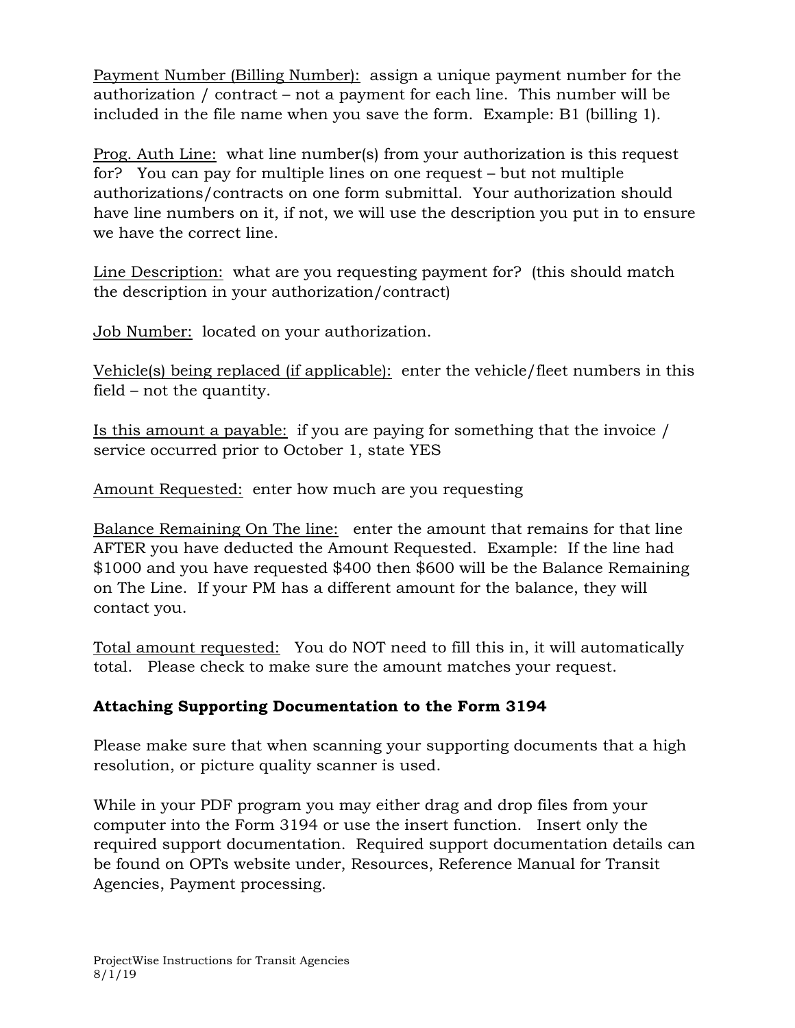Payment Number (Billing Number): assign a unique payment number for the authorization / contract – not a payment for each line. This number will be included in the file name when you save the form. Example: B1 (billing 1).

Prog. Auth Line: what line number(s) from your authorization is this request for? You can pay for multiple lines on one request – but not multiple authorizations/contracts on one form submittal. Your authorization should have line numbers on it, if not, we will use the description you put in to ensure we have the correct line.

Line Description: what are you requesting payment for? (this should match the description in your authorization/contract)

Job Number: located on your authorization.

Vehicle(s) being replaced (if applicable): enter the vehicle/fleet numbers in this field – not the quantity.

Is this amount a payable: if you are paying for something that the invoice / service occurred prior to October 1, state YES

Amount Requested: enter how much are you requesting

Balance Remaining On The line: enter the amount that remains for that line AFTER you have deducted the Amount Requested. Example: If the line had $1000 and you have requested $400 then $600 will be the Balance Remaining on The Line. If your PM has a different amount for the balance, they will contact you.

Total amount requested: You do NOT need to fill this in, it will automatically total. Please check to make sure the amount matches your request.

**Attaching Supporting Documentation to the Form 3194**

Please make sure that when scanning your supporting documents that a high resolution, or picture quality scanner is used.

While in your PDF program you may either drag and drop files from your computer into the Form 3194 or use the insert function. Insert only the required support documentation. Required support documentation details can be found on OPTs website under, Resources, Reference Manual for Transit Agencies, Payment processing.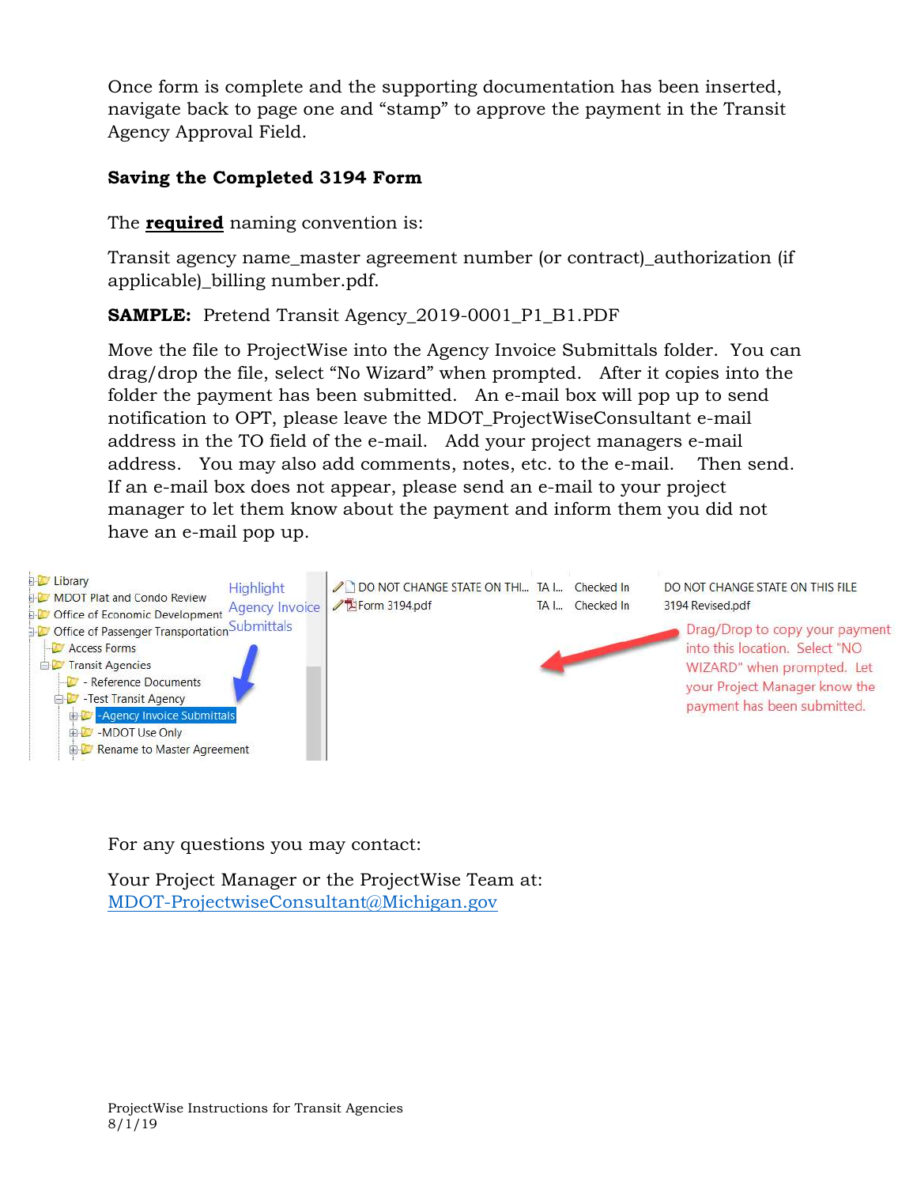Once form is complete and the supporting documentation has been inserted, navigate back to page one and "stamp" to approve the payment in the Transit Agency Approval Field.

### Saving the Completed 3194 Form

The **required** naming convention is:

Transit agency name_master agreement number (or contract)_authorization (if applicable)_billing number.pdf.

**SAMPLE:** Pretend Transit Agency_2019-0001_P1_B1.PDF

Move the file to ProjectWise into the Agency Invoice Submittals folder. You can drag/drop the file, select "No Wizard" when prompted. After it copies into the folder the payment has been submitted. An e-mail box will pop up to send notification to OPT, please leave the MDOT_ProjectWiseConsultant e-mail address in the TO field of the e-mail. Add your project managers e-mail address. You may also add comments, notes, etc. to the e-mail. Then send. If an e-mail box does not appear, please send an e-mail to your project manager to let them know about the payment and inform them you did not have an e-mail pop up.

Library
MDOT Plat and Condo Review
Office of Economic Development
Office of Passenger Transportation
Access Forms
Transit Agencies
- Reference Documents
-Test Transit Agency
-Agency Invoice Submittals
-MDOT Use Only
Rename to Master Agreement

Highlight Agency Invoice Submittals

| | | | |
|---|---|---|---|
| DO NOT CHANGE STATE ON THI... | TA I... | Checked In | DO NOT CHANGE STATE ON THIS FILE |
| Form 3194.pdf | TA I... | Checked In | 3194 Revised.pdf |

Drag/Drop to copy your payment into this location. Select "NO WIZARD" when prompted. Let your Project Manager know the payment has been submitted.

For any questions you may contact:

Your Project Manager or the ProjectWise Team at:
[MDOT-ProjectwiseConsultant@Michigan.gov](mailto:MDOT-ProjectwiseConsultant@Michigan.gov)